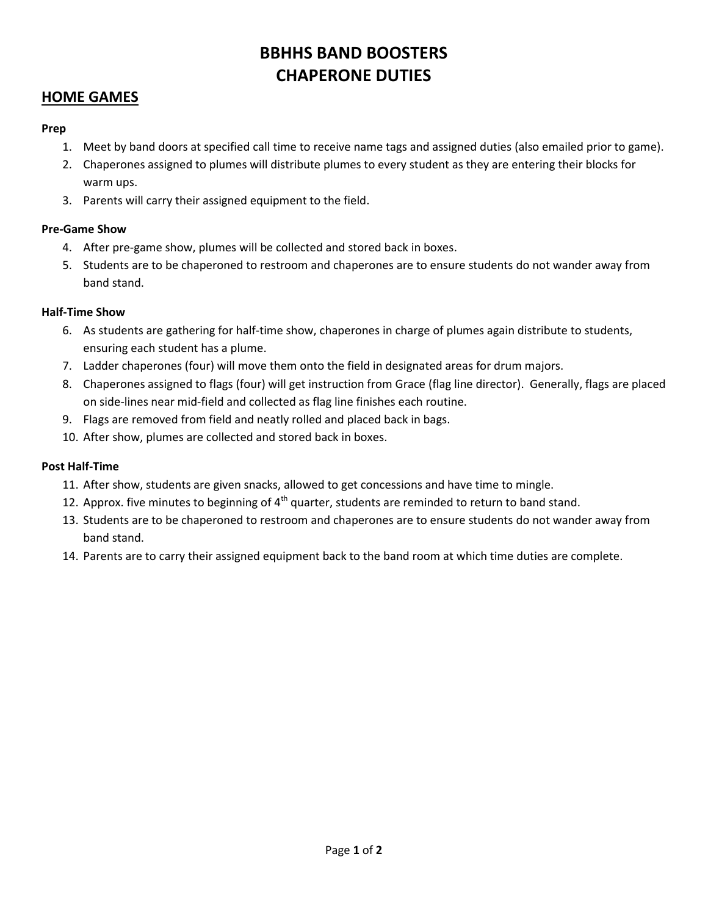# BBHHS BAND BOOSTERS
# CHAPERONE DUTIES

## HOME GAMES

**Prep**

1. Meet by band doors at specified call time to receive name tags and assigned duties (also emailed prior to game).
2. Chaperones assigned to plumes will distribute plumes to every student as they are entering their blocks for warm ups.
3. Parents will carry their assigned equipment to the field.

**Pre-Game Show**

4. After pre-game show, plumes will be collected and stored back in boxes.
5. Students are to be chaperoned to restroom and chaperones are to ensure students do not wander away from band stand.

**Half-Time Show**

6. As students are gathering for half-time show, chaperones in charge of plumes again distribute to students, ensuring each student has a plume.
7. Ladder chaperones (four) will move them onto the field in designated areas for drum majors.
8. Chaperones assigned to flags (four) will get instruction from Grace (flag line director). Generally, flags are placed on side-lines near mid-field and collected as flag line finishes each routine.
9. Flags are removed from field and neatly rolled and placed back in bags.
10. After show, plumes are collected and stored back in boxes.

**Post Half-Time**

11. After show, students are given snacks, allowed to get concessions and have time to mingle.
12. Approx. five minutes to beginning of 4th quarter, students are reminded to return to band stand.
13. Students are to be chaperoned to restroom and chaperones are to ensure students do not wander away from band stand.
14. Parents are to carry their assigned equipment back to the band room at which time duties are complete.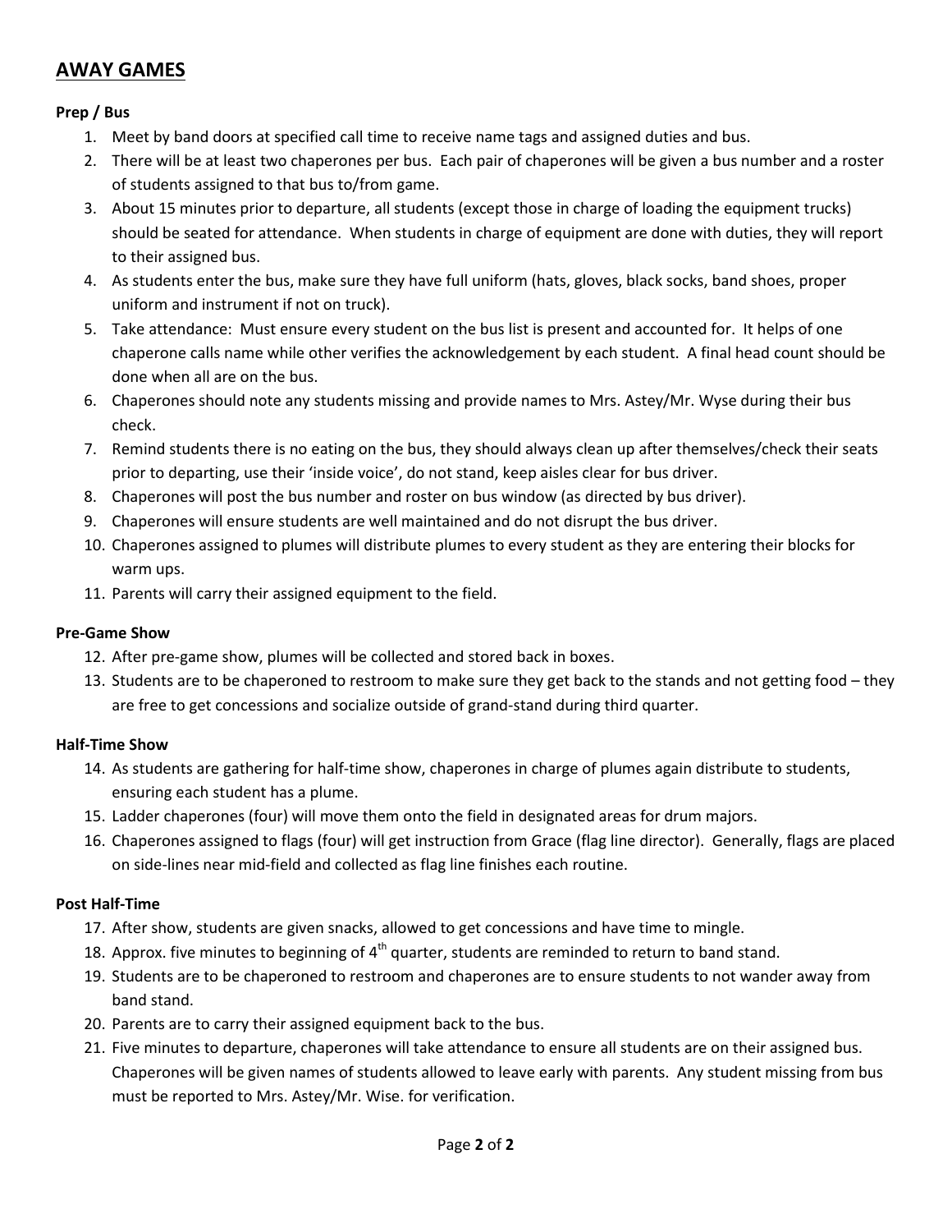## AWAY GAMES

### Prep / Bus

1. Meet by band doors at specified call time to receive name tags and assigned duties and bus.
2. There will be at least two chaperones per bus. Each pair of chaperones will be given a bus number and a roster of students assigned to that bus to/from game.
3. About 15 minutes prior to departure, all students (except those in charge of loading the equipment trucks) should be seated for attendance. When students in charge of equipment are done with duties, they will report to their assigned bus.
4. As students enter the bus, make sure they have full uniform (hats, gloves, black socks, band shoes, proper uniform and instrument if not on truck).
5. Take attendance: Must ensure every student on the bus list is present and accounted for. It helps of one chaperone calls name while other verifies the acknowledgement by each student. A final head count should be done when all are on the bus.
6. Chaperones should note any students missing and provide names to Mrs. Astey/Mr. Wyse during their bus check.
7. Remind students there is no eating on the bus, they should always clean up after themselves/check their seats prior to departing, use their 'inside voice', do not stand, keep aisles clear for bus driver.
8. Chaperones will post the bus number and roster on bus window (as directed by bus driver).
9. Chaperones will ensure students are well maintained and do not disrupt the bus driver.
10. Chaperones assigned to plumes will distribute plumes to every student as they are entering their blocks for warm ups.
11. Parents will carry their assigned equipment to the field.

### Pre-Game Show

12. After pre-game show, plumes will be collected and stored back in boxes.
13. Students are to be chaperoned to restroom to make sure they get back to the stands and not getting food – they are free to get concessions and socialize outside of grand-stand during third quarter.

### Half-Time Show

14. As students are gathering for half-time show, chaperones in charge of plumes again distribute to students, ensuring each student has a plume.
15. Ladder chaperones (four) will move them onto the field in designated areas for drum majors.
16. Chaperones assigned to flags (four) will get instruction from Grace (flag line director). Generally, flags are placed on side-lines near mid-field and collected as flag line finishes each routine.

### Post Half-Time

17. After show, students are given snacks, allowed to get concessions and have time to mingle.
18. Approx. five minutes to beginning of 4th quarter, students are reminded to return to band stand.
19. Students are to be chaperoned to restroom and chaperones are to ensure students to not wander away from band stand.
20. Parents are to carry their assigned equipment back to the bus.
21. Five minutes to departure, chaperones will take attendance to ensure all students are on their assigned bus. Chaperones will be given names of students allowed to leave early with parents. Any student missing from bus must be reported to Mrs. Astey/Mr. Wise. for verification.